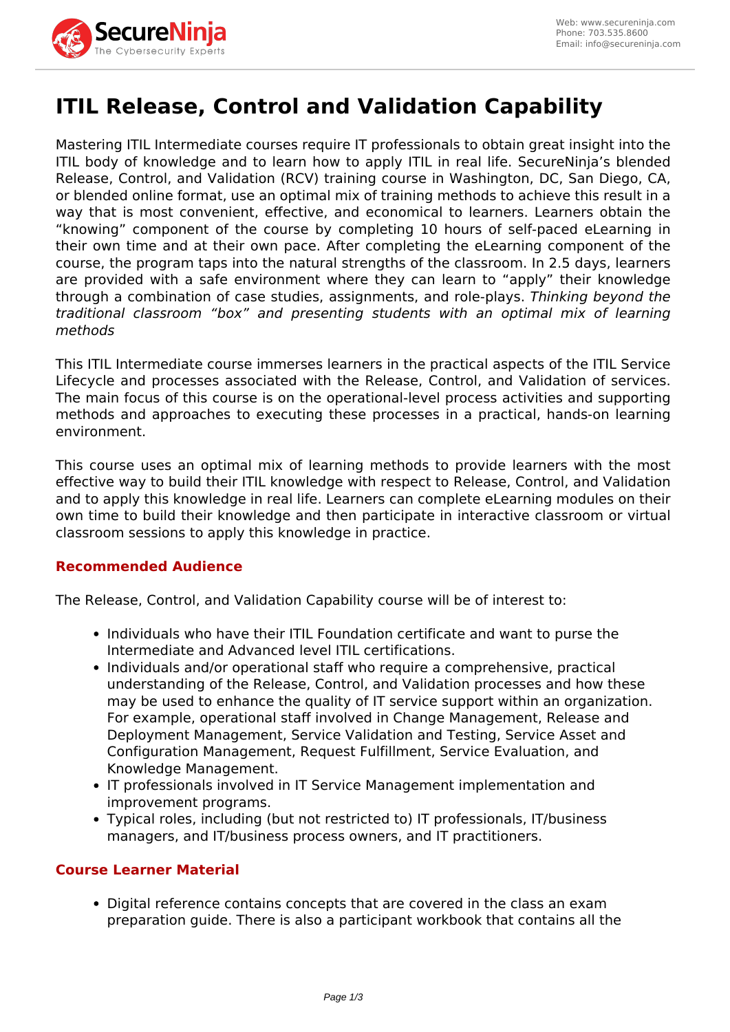# ITIL Release, Control and Validation Capability

Mastering ITIL Intermediate courses require IT professionals to obtain great insight into the ITIL body of knowledge and to learn how to apply ITIL in real life. SecureNinja's blended Release, Control, and Validation (RCV) training course in Washington, DC, San Diego, CA, or blended online format, use an optimal mix of training methods to achieve this result in a way that is most convenient, effective, and economical to learners. Learners obtain the "knowing" component of the course by completing 10 hours of self-paced eLearning in their own time and at their own pace. After completing the eLearning component of the course, the program taps into the natural strengths of the classroom. In 2.5 days, learners are provided with a safe environment where they can learn to "apply" their knowledge through a combination of case studies, assignments, and role-plays. *Thinking beyond the traditional classroom "box" and presenting students with an optimal mix of learning methods*

This ITIL Intermediate course immerses learners in the practical aspects of the ITIL Service Lifecycle and processes associated with the Release, Control, and Validation of services. The main focus of this course is on the operational-level process activities and supporting methods and approaches to executing these processes in a practical, hands-on learning environment.

This course uses an optimal mix of learning methods to provide learners with the most effective way to build their ITIL knowledge with respect to Release, Control, and Validation and to apply this knowledge in real life. Learners can complete eLearning modules on their own time to build their knowledge and then participate in interactive classroom or virtual classroom sessions to apply this knowledge in practice.

## Recommended Audience

The Release, Control, and Validation Capability course will be of interest to:

- Individuals who have their ITIL Foundation certificate and want to purse the Intermediate and Advanced level ITIL certifications.
- Individuals and/or operational staff who require a comprehensive, practical understanding of the Release, Control, and Validation processes and how these may be used to enhance the quality of IT service support within an organization. For example, operational staff involved in Change Management, Release and Deployment Management, Service Validation and Testing, Service Asset and Configuration Management, Request Fulfillment, Service Evaluation, and Knowledge Management.
- IT professionals involved in IT Service Management implementation and improvement programs.
- Typical roles, including (but not restricted to) IT professionals, IT/business managers, and IT/business process owners, and IT practitioners.

## Course Learner Material

- Digital reference contains concepts that are covered in the class an exam preparation guide. There is also a participant workbook that contains all the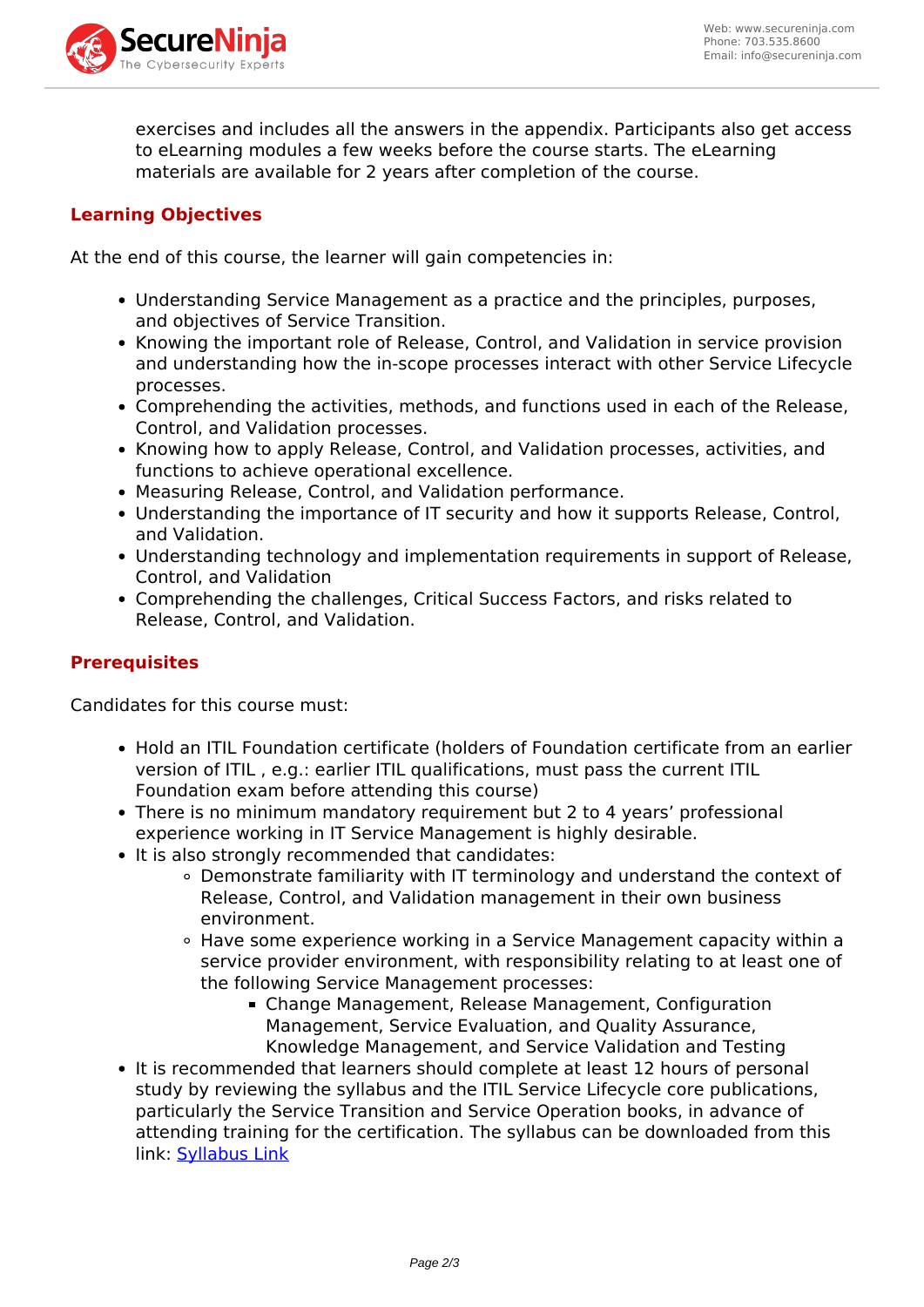exercises and includes all the answers in the appendix. Participants also get access to eLearning modules a few weeks before the course starts. The eLearning materials are available for 2 years after completion of the course.

## Learning Objectives

At the end of this course, the learner will gain competencies in:

- Understanding Service Management as a practice and the principles, purposes, and objectives of Service Transition.
- Knowing the important role of Release, Control, and Validation in service provision and understanding how the in-scope processes interact with other Service Lifecycle processes.
- Comprehending the activities, methods, and functions used in each of the Release, Control, and Validation processes.
- Knowing how to apply Release, Control, and Validation processes, activities, and functions to achieve operational excellence.
- Measuring Release, Control, and Validation performance.
- Understanding the importance of IT security and how it supports Release, Control, and Validation.
- Understanding technology and implementation requirements in support of Release, Control, and Validation
- Comprehending the challenges, Critical Success Factors, and risks related to Release, Control, and Validation.

## Prerequisites

Candidates for this course must:

- Hold an ITIL Foundation certificate (holders of Foundation certificate from an earlier version of ITIL , e.g.: earlier ITIL qualifications, must pass the current ITIL Foundation exam before attending this course)
- There is no minimum mandatory requirement but 2 to 4 years' professional experience working in IT Service Management is highly desirable.
- It is also strongly recommended that candidates:
  - Demonstrate familiarity with IT terminology and understand the context of Release, Control, and Validation management in their own business environment.
  - Have some experience working in a Service Management capacity within a service provider environment, with responsibility relating to at least one of the following Service Management processes:
    - Change Management, Release Management, Configuration Management, Service Evaluation, and Quality Assurance, Knowledge Management, and Service Validation and Testing
- It is recommended that learners should complete at least 12 hours of personal study by reviewing the syllabus and the ITIL Service Lifecycle core publications, particularly the Service Transition and Service Operation books, in advance of attending training for the certification. The syllabus can be downloaded from this link: Syllabus Link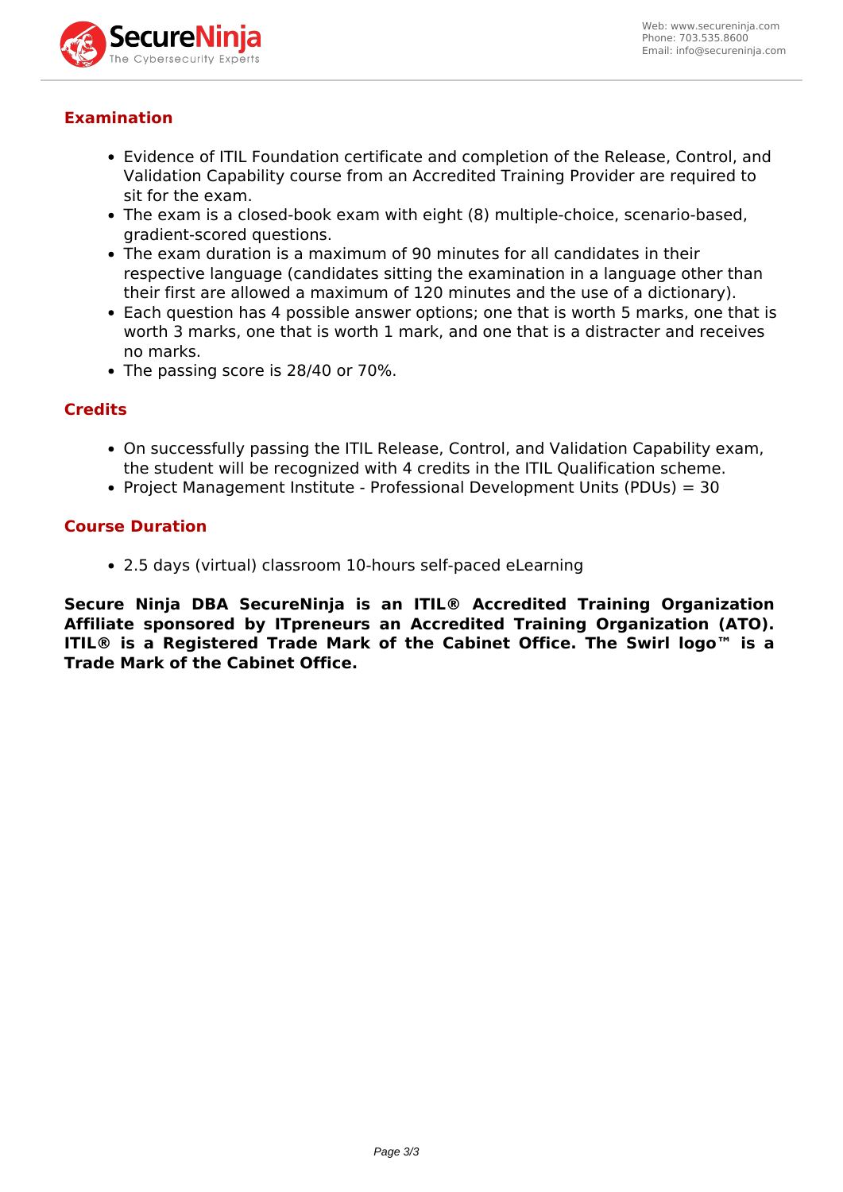## Examination

- Evidence of ITIL Foundation certificate and completion of the Release, Control, and Validation Capability course from an Accredited Training Provider are required to sit for the exam.
- The exam is a closed-book exam with eight (8) multiple-choice, scenario-based, gradient-scored questions.
- The exam duration is a maximum of 90 minutes for all candidates in their respective language (candidates sitting the examination in a language other than their first are allowed a maximum of 120 minutes and the use of a dictionary).
- Each question has 4 possible answer options; one that is worth 5 marks, one that is worth 3 marks, one that is worth 1 mark, and one that is a distracter and receives no marks.
- The passing score is 28/40 or 70%.

## Credits

- On successfully passing the ITIL Release, Control, and Validation Capability exam, the student will be recognized with 4 credits in the ITIL Qualification scheme.
- Project Management Institute - Professional Development Units (PDUs) = 30

## Course Duration

- 2.5 days (virtual) classroom 10-hours self-paced eLearning

**Secure Ninja DBA SecureNinja is an ITIL® Accredited Training Organization Affiliate sponsored by ITpreneurs an Accredited Training Organization (ATO). ITIL® is a Registered Trade Mark of the Cabinet Office. The Swirl logo™ is a Trade Mark of the Cabinet Office.**